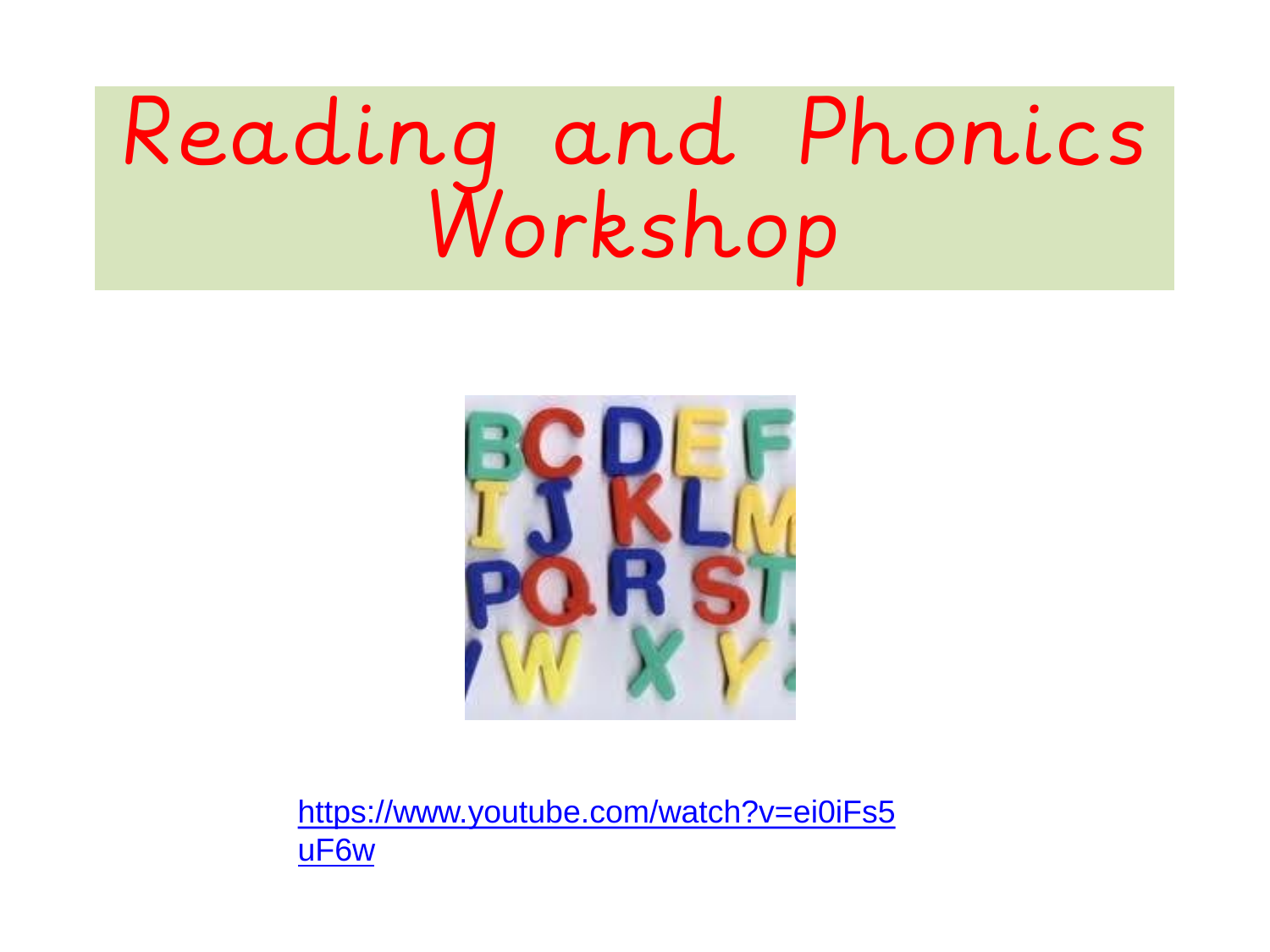# Reading and Phonics Workshop

https://www.youtube.com/watch?v=ei0iFs5uF6w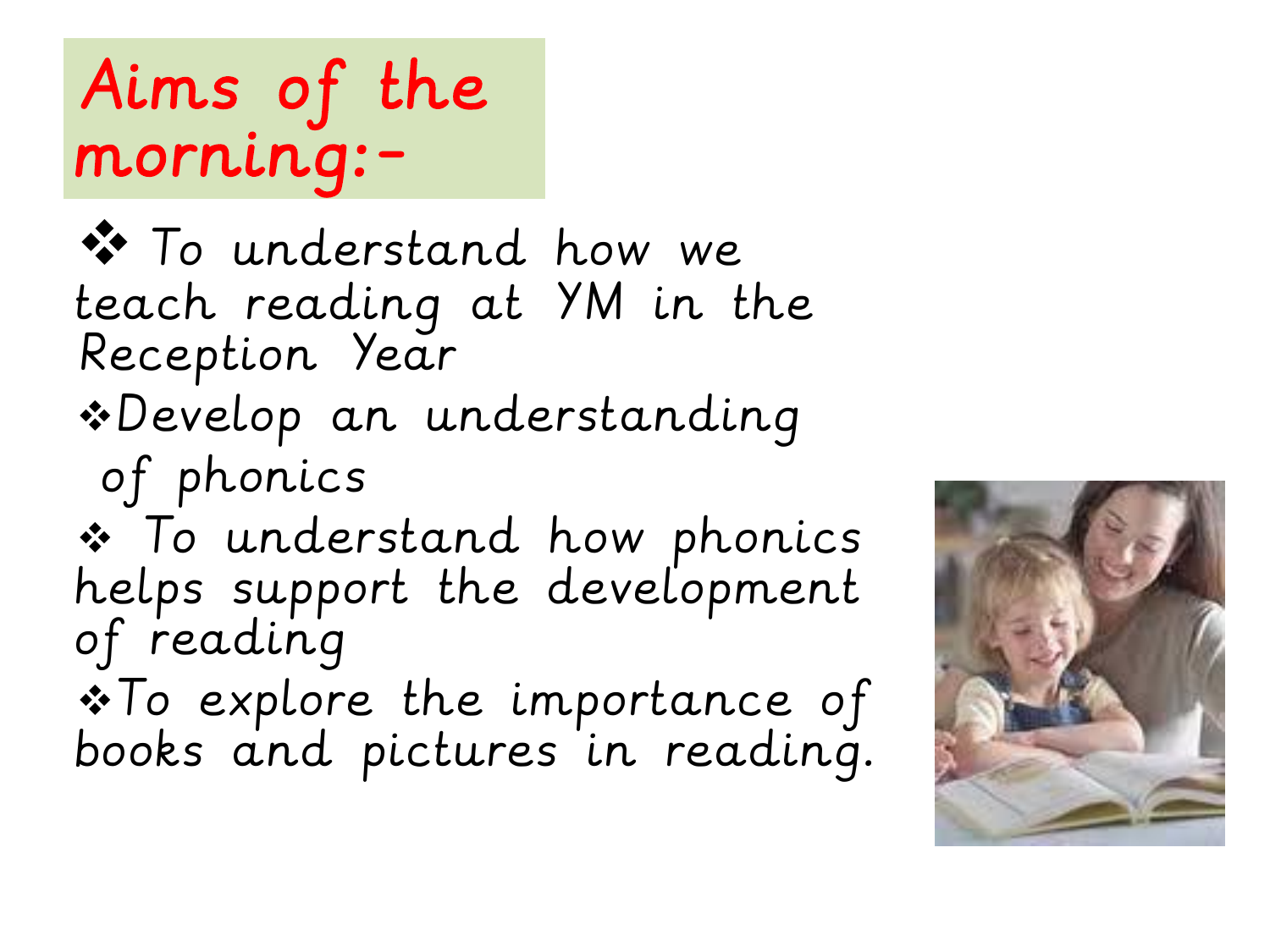# Aims of the morning:-

- To understand how we teach reading at YM in the Reception Year
- Develop an understanding of phonics
- To understand how phonics helps support the development of reading
- To explore the importance of books and pictures in reading.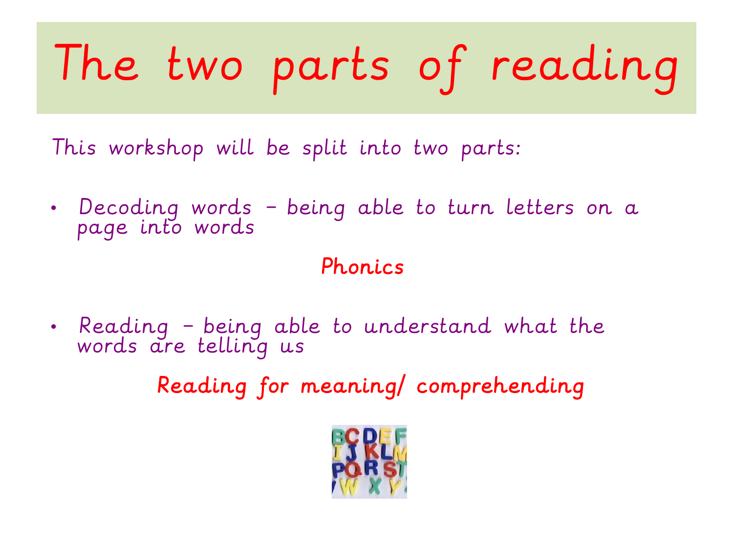# The two parts of reading

This workshop will be split into two parts:

- Decoding words – being able to turn letters on a page into words

  **Phonics**

- Reading – being able to understand what the words are telling us

  **Reading for meaning/ comprehending**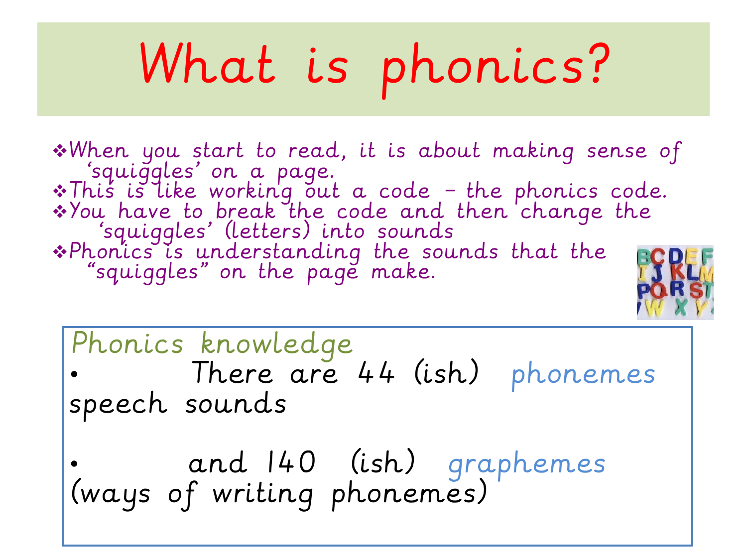# What is phonics?

- When you start to read, it is about making sense of 'squiggles' on a page.
- This is like working out a code – the phonics code.
- You have to break the code and then change the 'squiggles' (letters) into sounds
- Phonics is understanding the sounds that the "squiggles" on the page make.

## Phonics knowledge

- There are 44 (ish) phonemes speech sounds
- and 140 (ish) graphemes (ways of writing phonemes)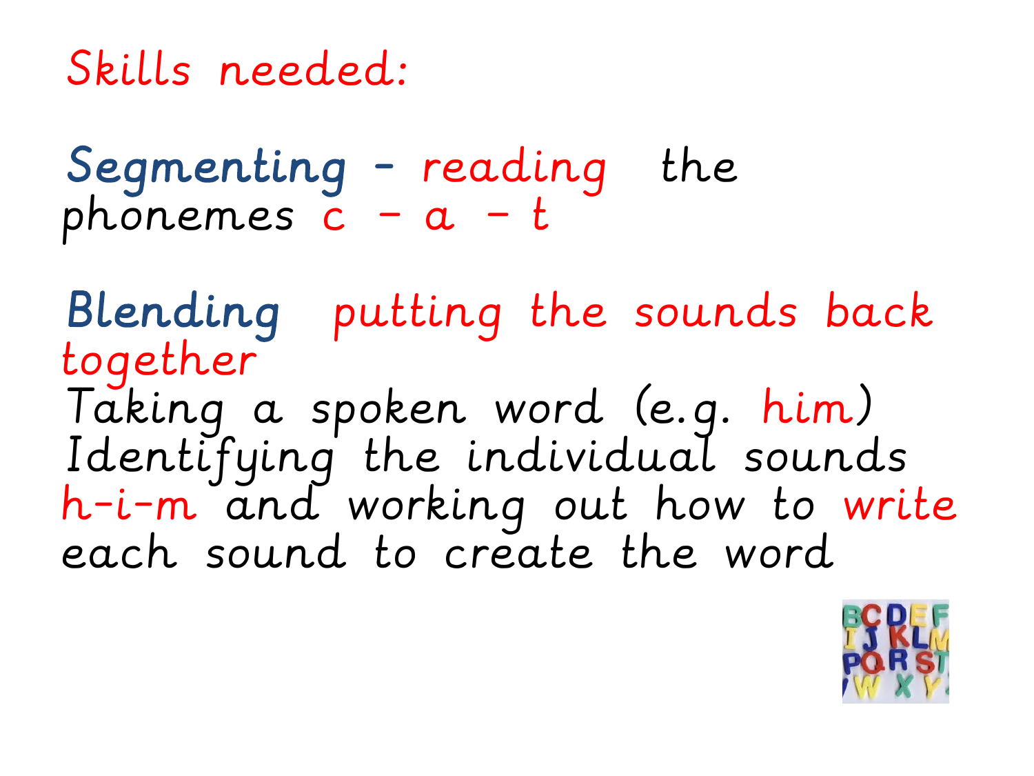# Skills needed:

**Segmenting** - reading the phonemes c – a – t

**Blending** putting the sounds back together

Taking a spoken word (e.g. him)
Identifying the individual sounds h-i-m and working out how to write each sound to create the word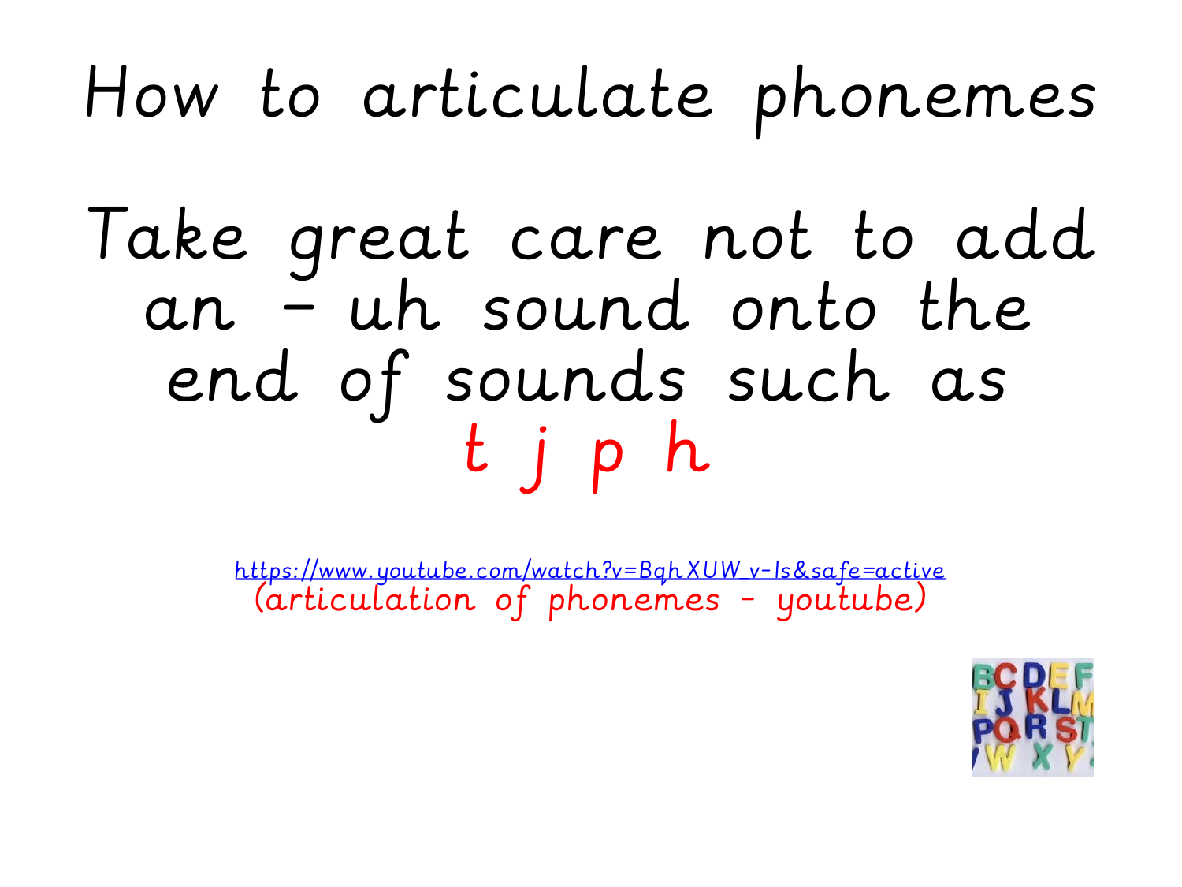# How to articulate phonemes

## Take great care not to add an – uh sound onto the end of sounds such as t j p h

https://www.youtube.com/watch?v=BqhXUW_v-1s&safe=active
(articulation of phonemes - youtube)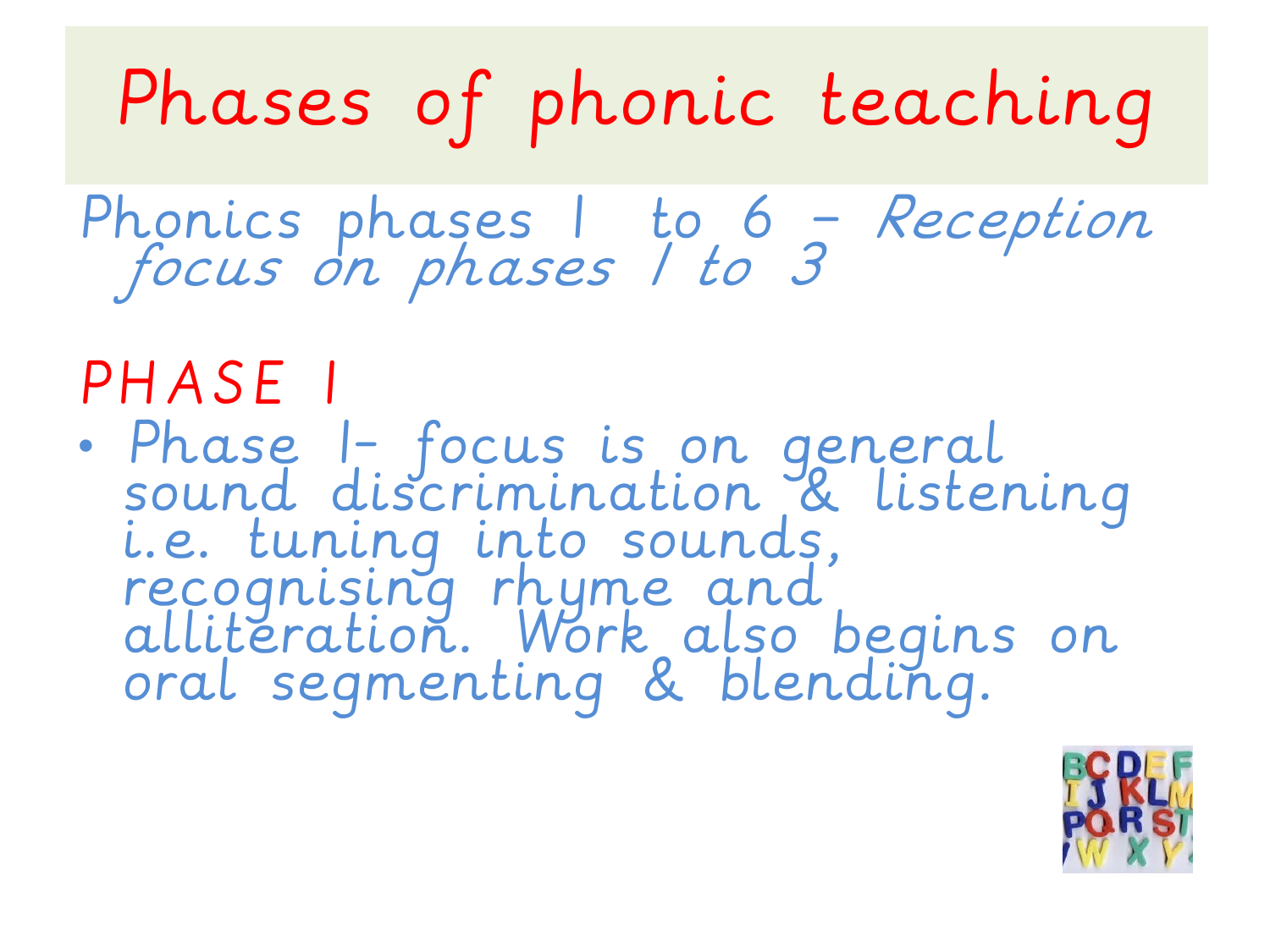# Phases of phonic teaching

Phonics phases 1 to 6 – *Reception focus on phases 1 to 3*

## PHASE 1

- Phase 1- focus is on general sound discrimination & listening i.e. tuning into sounds, recognising rhyme and alliteration. Work also begins on oral segmenting & blending.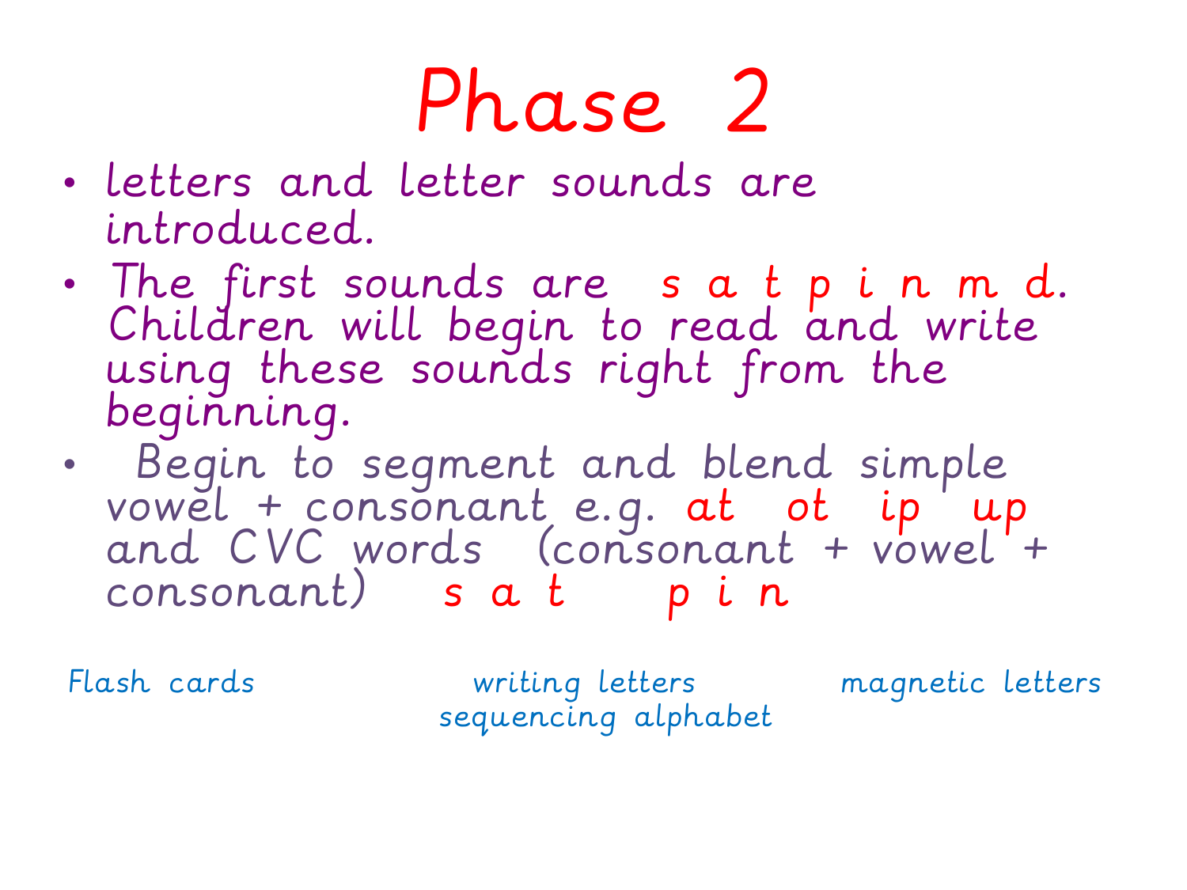# Phase 2

- letters and letter sounds are introduced.
- The first sounds are s a t p i n m d. Children will begin to read and write using these sounds right from the beginning.
- Begin to segment and blend simple vowel + consonant e.g. at ot ip up and CVC words (consonant + vowel + consonant) s a t p i n

Flash cards

writing letters
sequencing alphabet

magnetic letters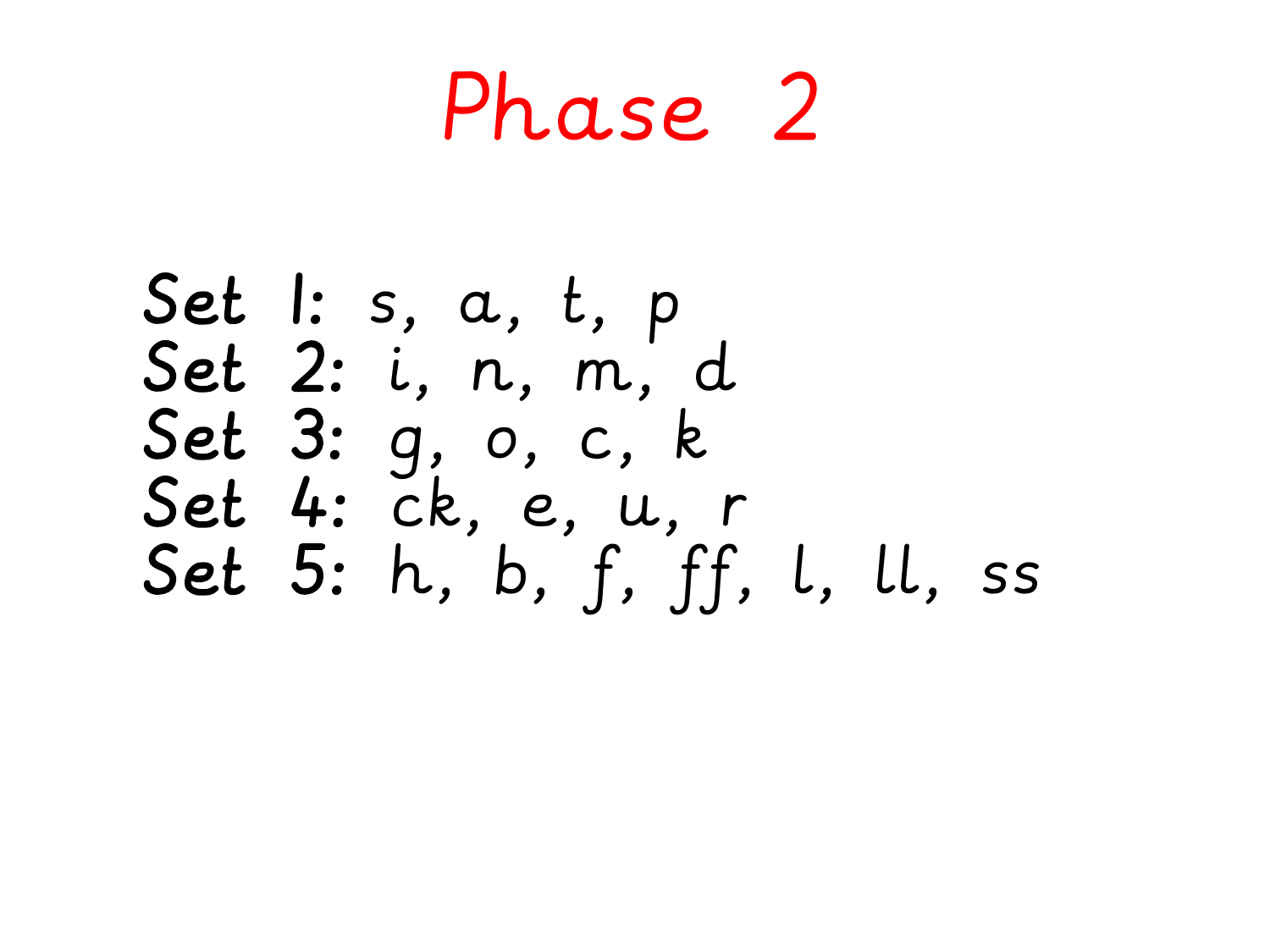# Phase 2

Set 1: s, a, t, p
Set 2: i, n, m, d
Set 3: g, o, c, k
Set 4: ck, e, u, r
Set 5: h, b, f, ff, l, ll, ss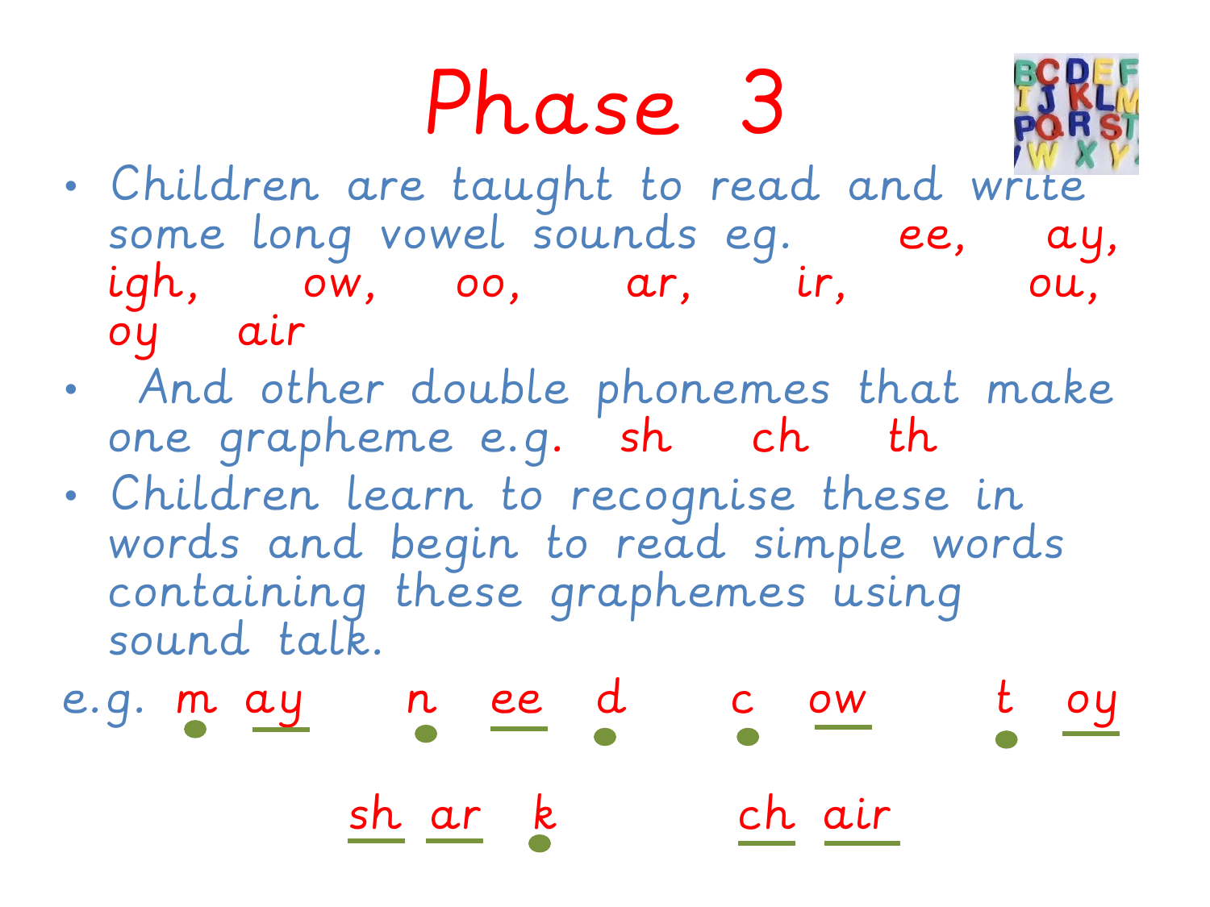# Phase 3

- Children are taught to read and write some long vowel sounds eg. ee, ay, igh, ow, oo, ar, ir, ou, oy air
- And other double phonemes that make one grapheme e.g. sh ch th
- Children learn to recognise these in words and begin to read simple words containing these graphemes using sound talk.

e.g. m ay    n ee d    c ow    t oy

sh ar k    ch air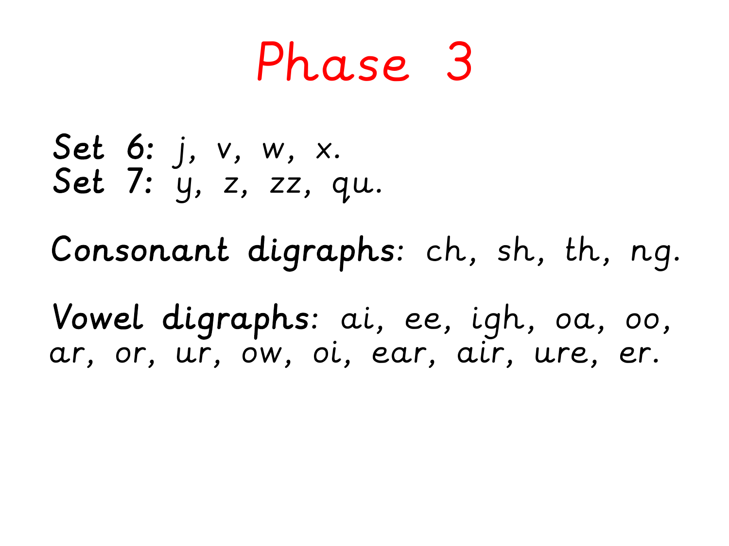# Phase 3

**Set 6:** j, v, w, x.
**Set 7:** y, z, zz, qu.

**Consonant digraphs**: ch, sh, th, ng.

**Vowel digraphs**: ai, ee, igh, oa, oo, ar, or, ur, ow, oi, ear, air, ure, er.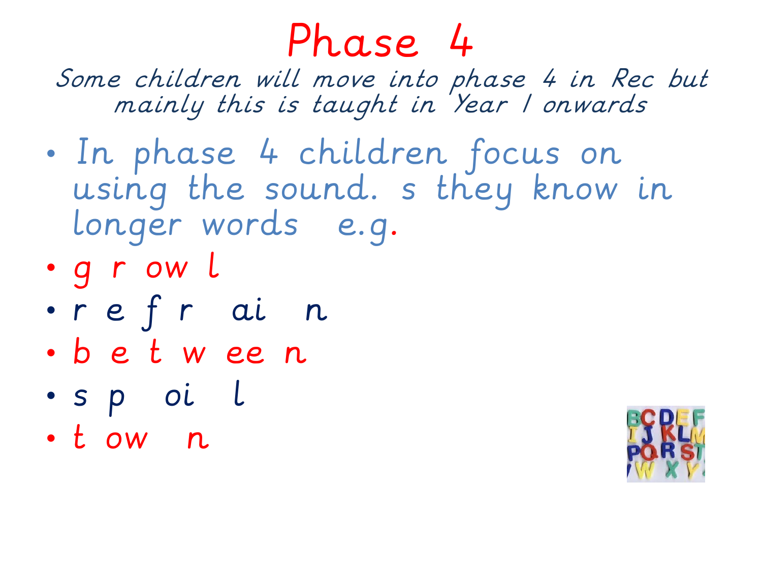# Phase 4

*Some children will move into phase 4 in Rec but mainly this is taught in Year 1 onwards*

- In phase 4 children focus on using the sound. s they know in longer words e.g.
- g r ow l
- r e f r ai n
- b e t w ee n
- s p oi l
- t ow n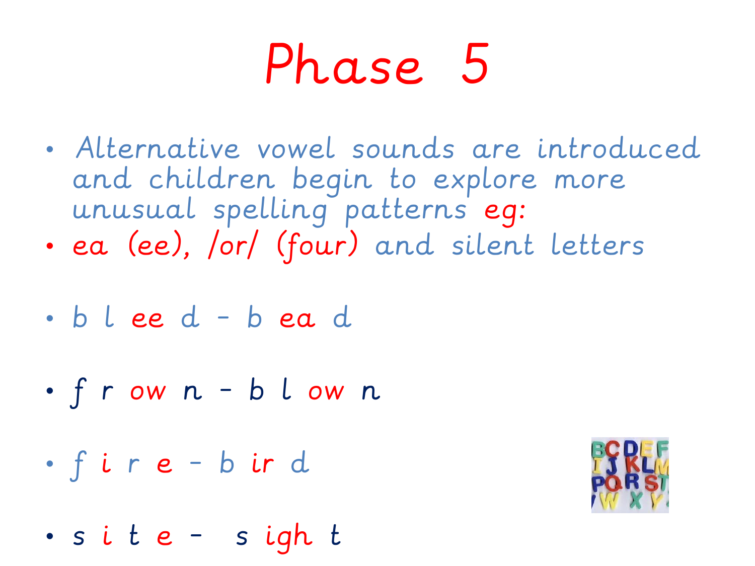# Phase 5

- Alternative vowel sounds are introduced and children begin to explore more unusual spelling patterns eg:
- ea (ee), /or/ (four) and silent letters
- b l ee d - b ea d
- f r ow n - b l ow n
- f i r e - b ir d
- s i t e - s igh t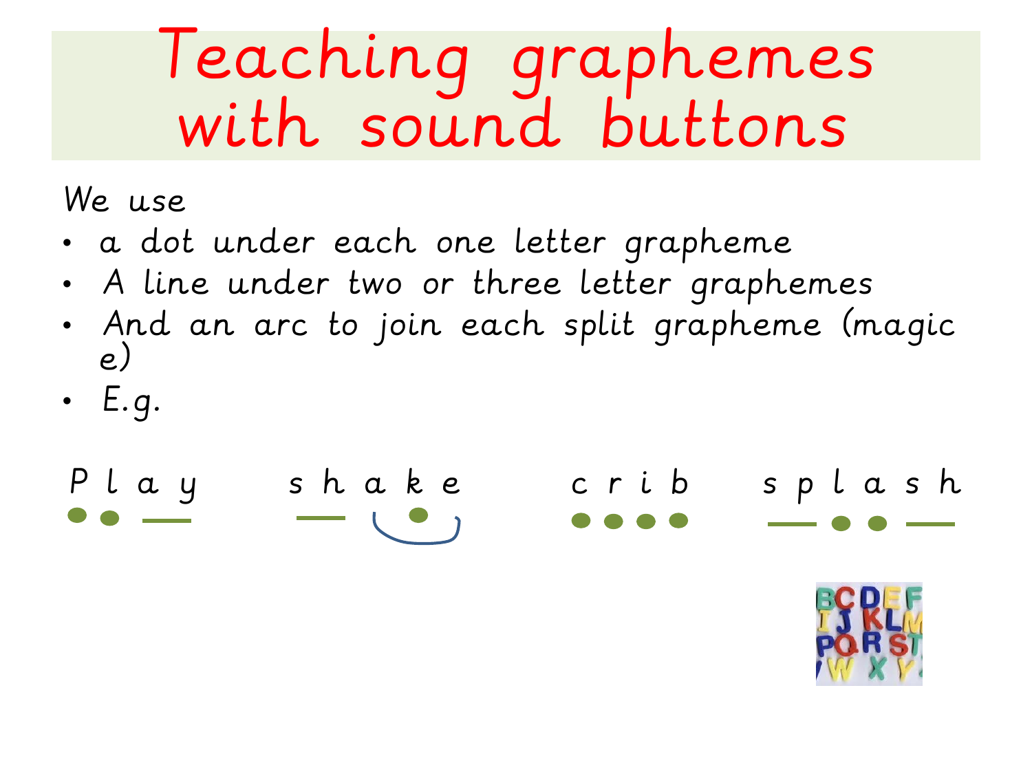# Teaching graphemes with sound buttons

We use

- a dot under each one letter grapheme
- A line under two or three letter graphemes
- And an arc to join each split grapheme (magic e)
- E.g.

P l a y     s h a k e     c r i b     s p l a s h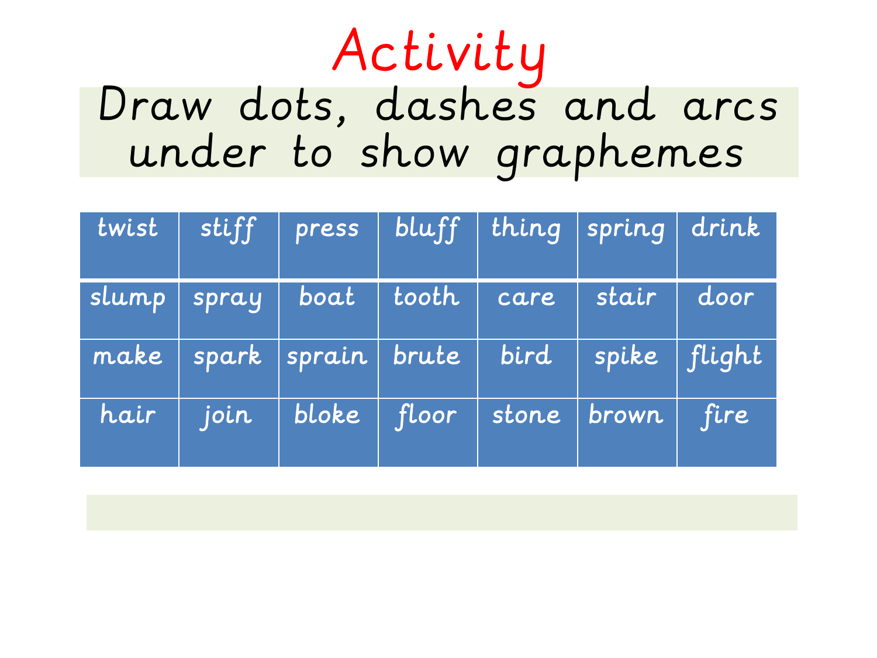# Activity

Draw dots, dashes and arcs under to show graphemes

| twist | stiff | press | bluff | thing | spring | drink |
|---|---|---|---|---|---|---|
| slump | spray | boat | tooth | care | stair | door |
| make | spark | sprain | brute | bird | spike | flight |
| hair | join | bloke | floor | stone | brown | fire |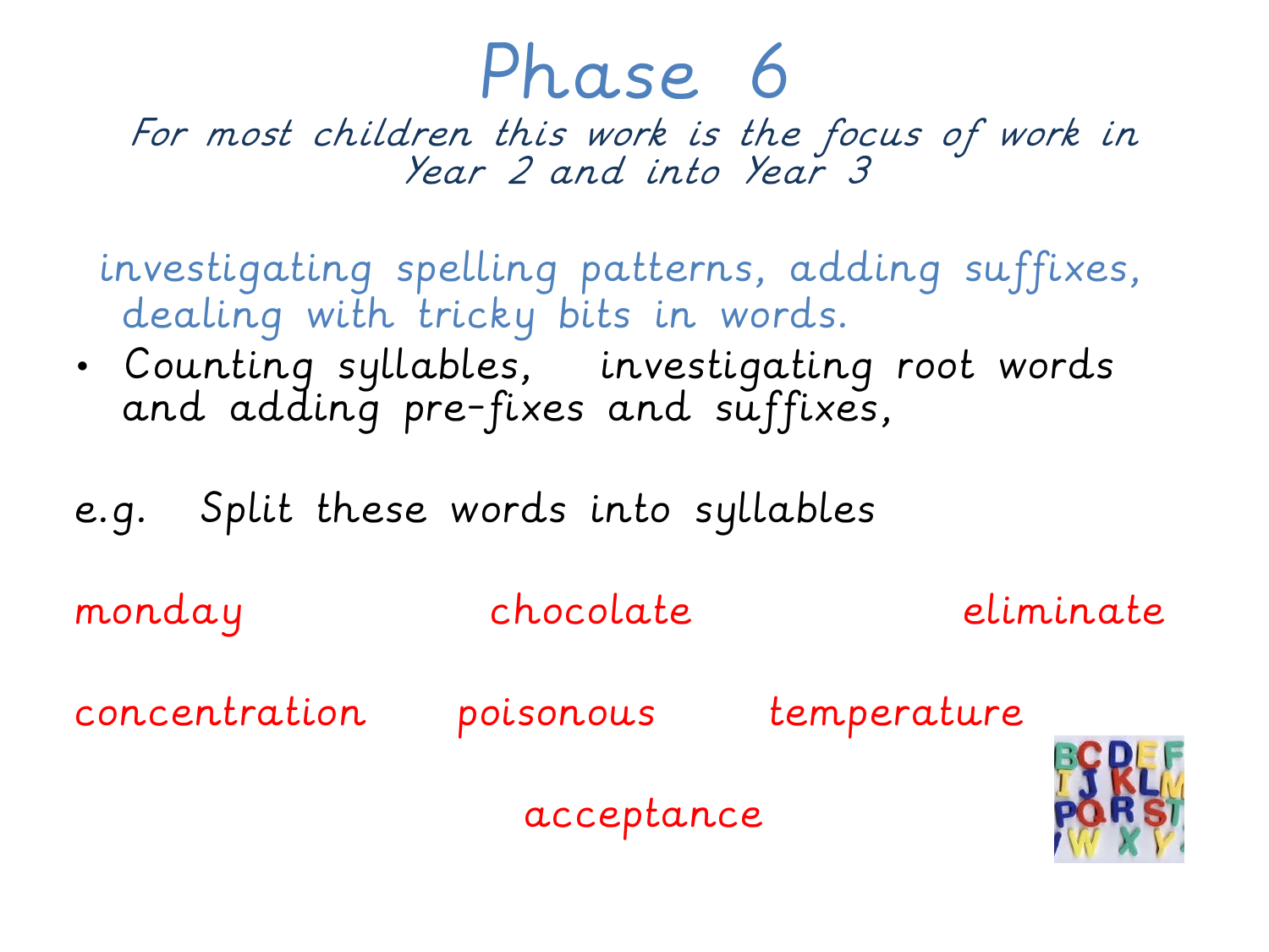# Phase 6

*For most children this work is the focus of work in Year 2 and into Year 3*

investigating spelling patterns, adding suffixes, dealing with tricky bits in words.

- Counting syllables, investigating root words and adding pre-fixes and suffixes,

e.g. Split these words into syllables

monday chocolate eliminate

concentration poisonous temperature

acceptance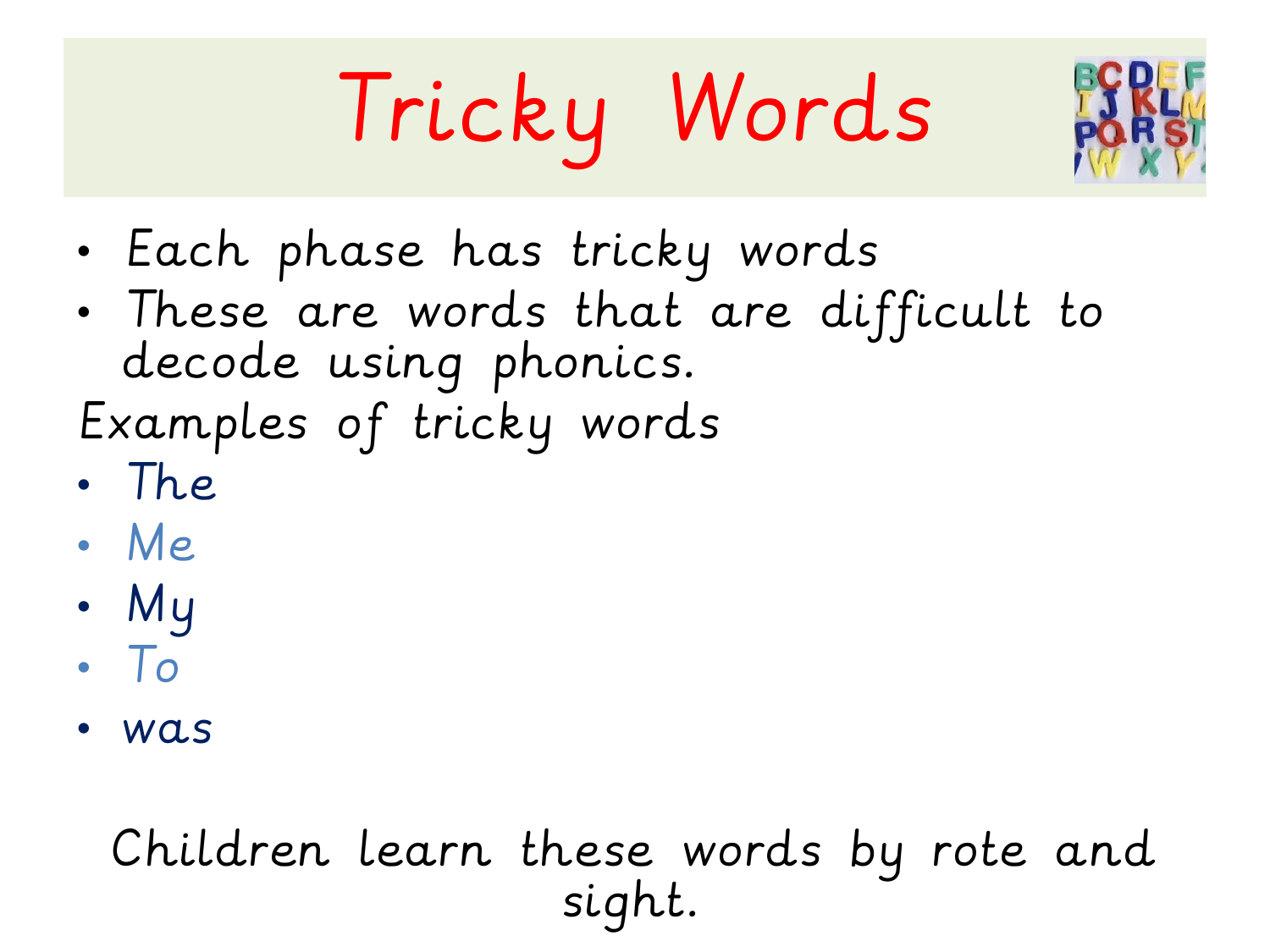# Tricky Words

- Each phase has tricky words
- These are words that are difficult to decode using phonics.

Examples of tricky words

- The
- Me
- My
- To
- was

Children learn these words by rote and sight.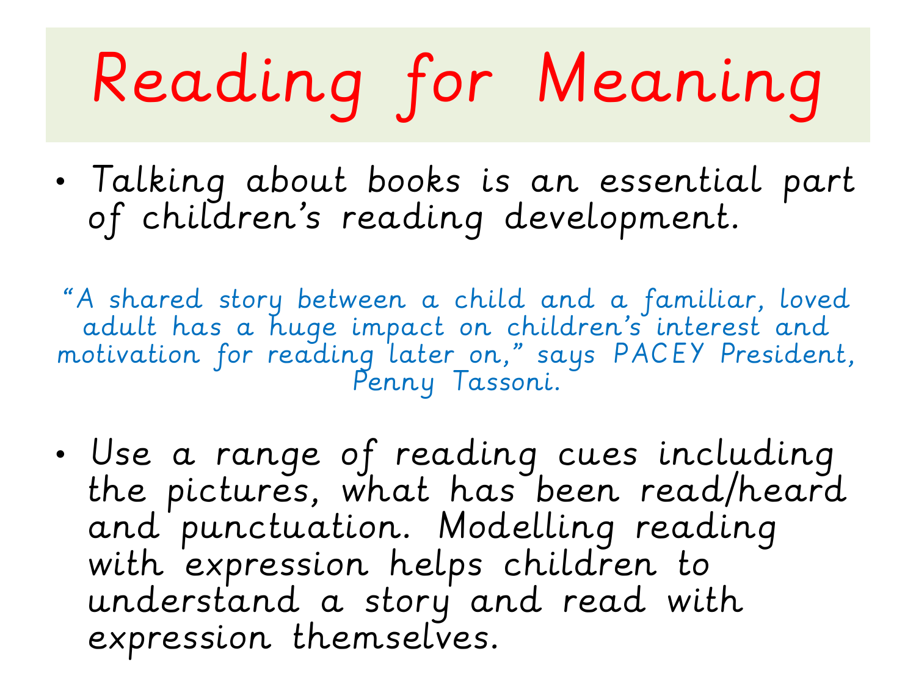# Reading for Meaning

- Talking about books is an essential part of children's reading development.

"A shared story between a child and a familiar, loved adult has a huge impact on children's interest and motivation for reading later on," says PACEY President, Penny Tassoni.

- Use a range of reading cues including the pictures, what has been read/heard and punctuation. Modelling reading with expression helps children to understand a story and read with expression themselves.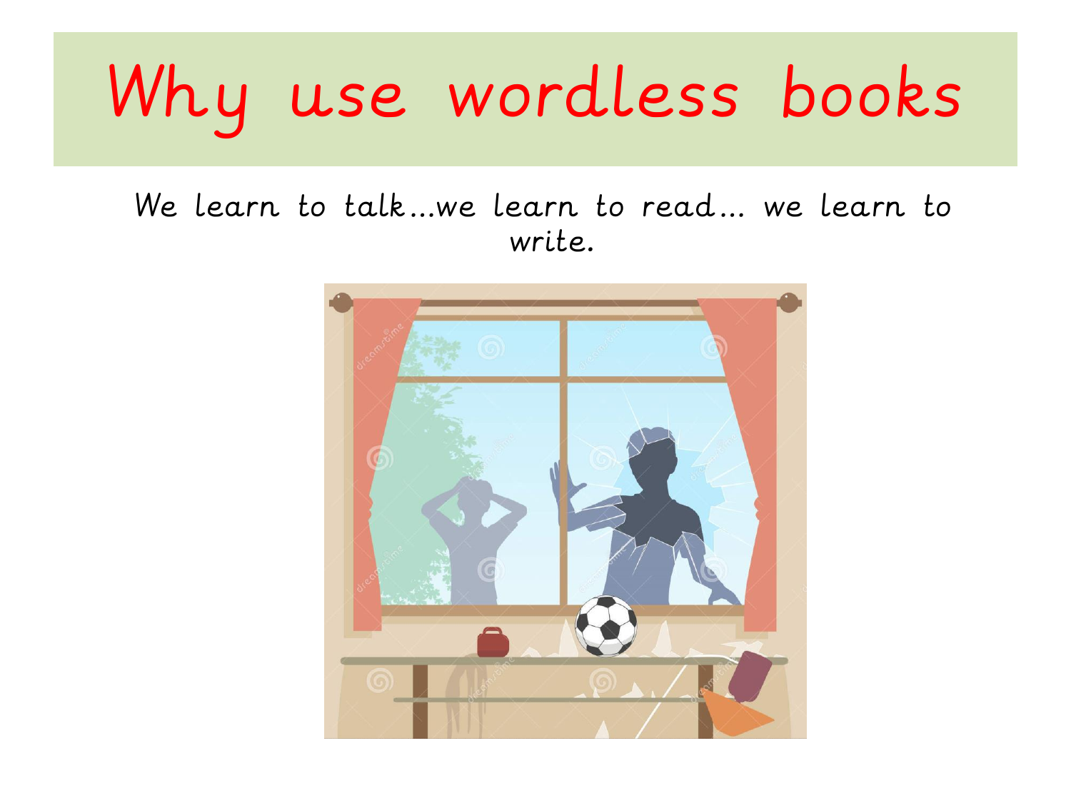# Why use wordless books

We learn to talk…we learn to read… we learn to write.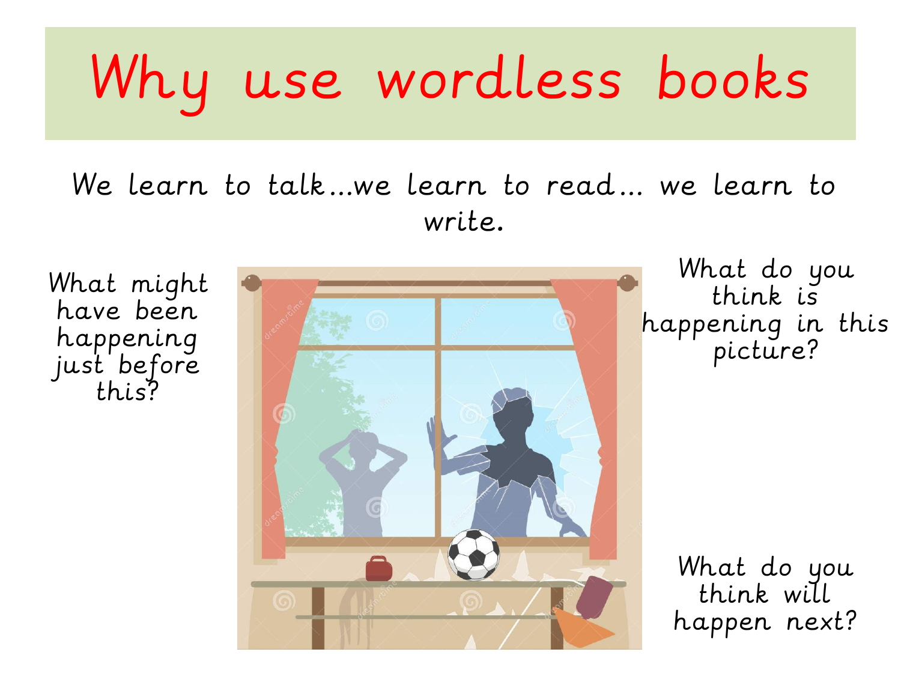# Why use wordless books

We learn to talk…we learn to read… we learn to write.

What might have been happening just before this?

What do you think is happening in this picture?

What do you think will happen next?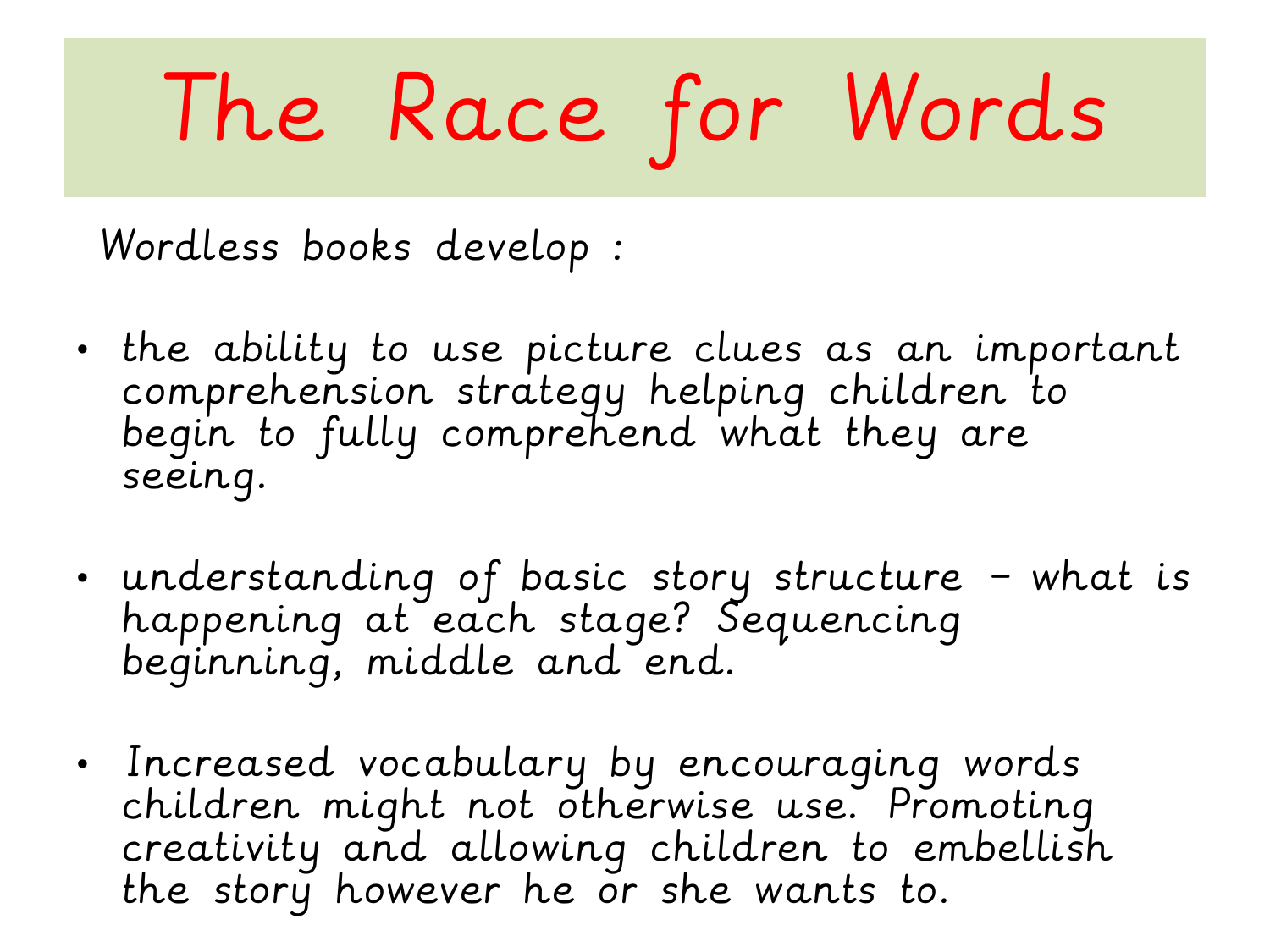# The Race for Words

Wordless books develop :

- the ability to use picture clues as an important comprehension strategy helping children to begin to fully comprehend what they are seeing.
- understanding of basic story structure – what is happening at each stage? Sequencing beginning, middle and end.
- Increased vocabulary by encouraging words children might not otherwise use. Promoting creativity and allowing children to embellish the story however he or she wants to.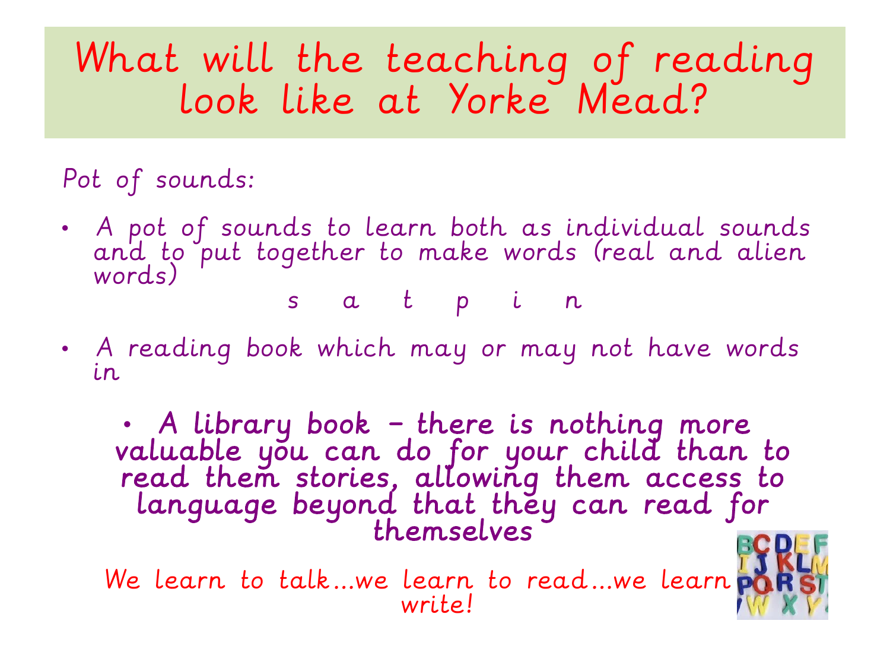# What will the teaching of reading look like at Yorke Mead?

Pot of sounds:

- A pot of sounds to learn both as individual sounds and to put together to make words (real and alien words)

  s a t p i n

- A reading book which may or may not have words in

- **A library book – there is nothing more valuable you can do for your child than to read them stories, allowing them access to language beyond that they can read for themselves**

We learn to talk…we learn to read…we learn to write!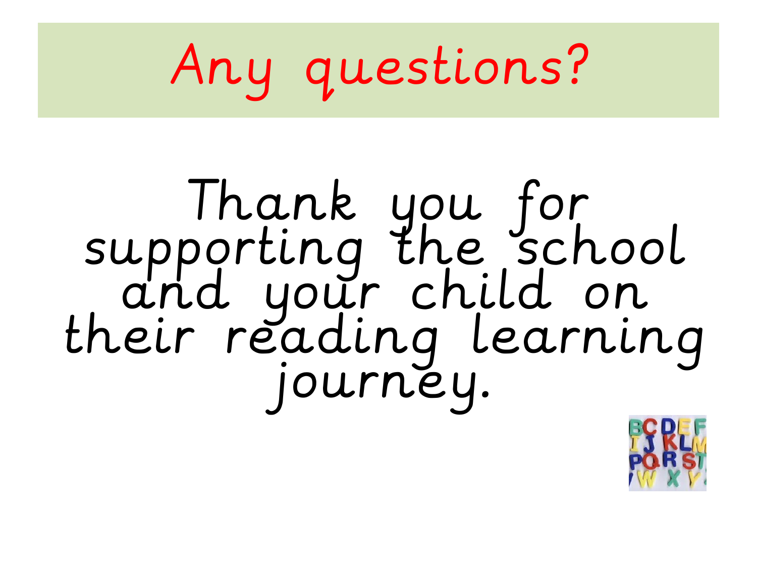# Any questions?

Thank you for supporting the school and your child on their reading learning journey.